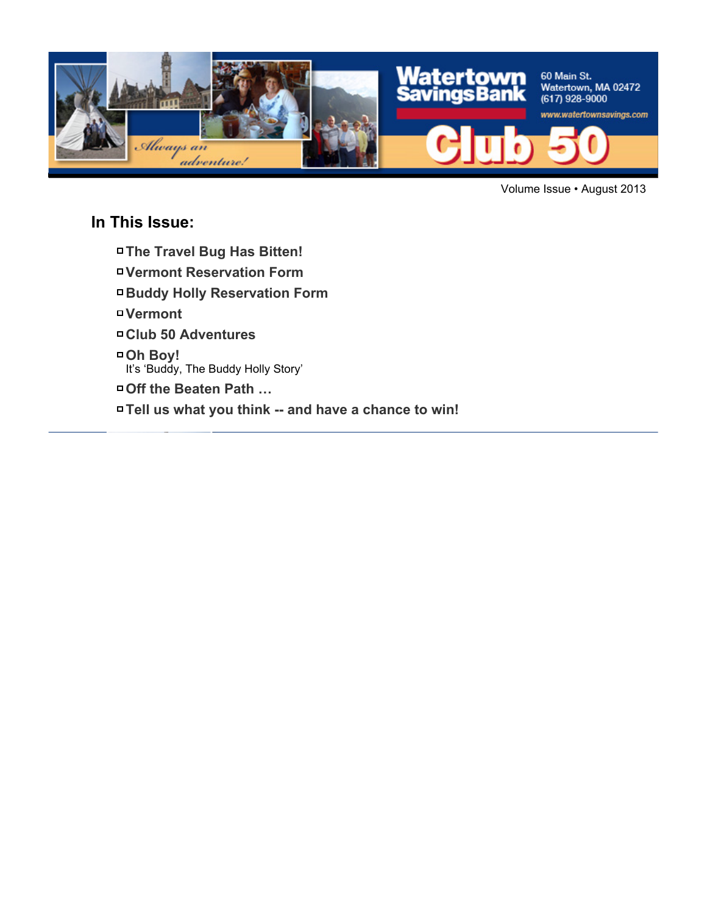# Watertown Savings Bank Club 50

60 Main St.
Watertown, MA 02472
(617) 928-9000
www.watertownsavings.com

*Always an adventure!*

Volume Issue • August 2013

## In This Issue:

- **The Travel Bug Has Bitten!**
- **Vermont Reservation Form**
- **Buddy Holly Reservation Form**
- **Vermont**
- **Club 50 Adventures**
- **Oh Boy!**
  It's 'Buddy, The Buddy Holly Story'
- **Off the Beaten Path …**
- **Tell us what you think -- and have a chance to win!**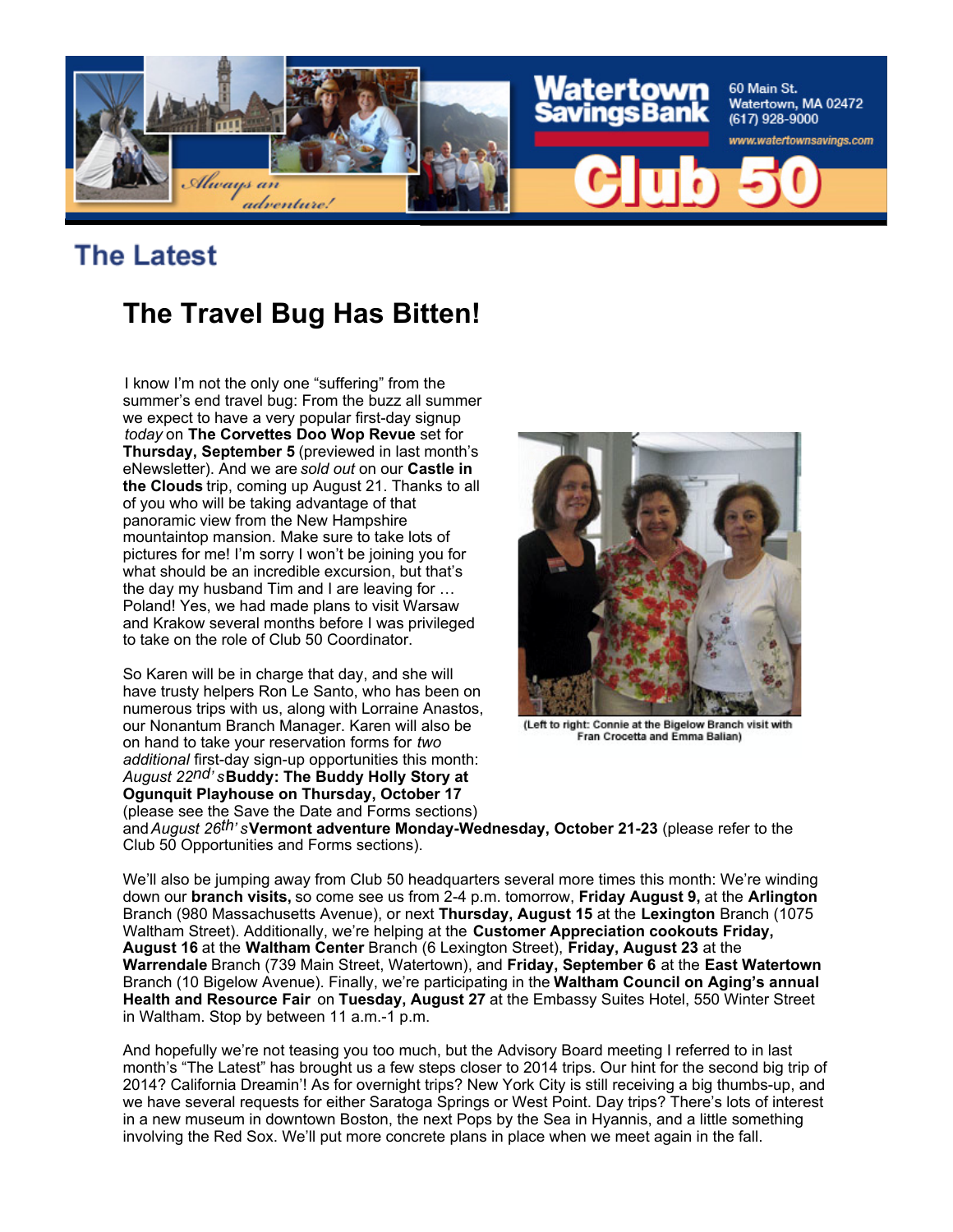## The Latest

# The Travel Bug Has Bitten!

I know I'm not the only one "suffering" from the summer's end travel bug: From the buzz all summer we expect to have a very popular first-day signup *today* on **The Corvettes Doo Wop Revue** set for **Thursday, September 5** (previewed in last month's eNewsletter). And we are *sold out* on our **Castle in the Clouds** trip, coming up August 21. Thanks to all of you who will be taking advantage of that panoramic view from the New Hampshire mountaintop mansion. Make sure to take lots of pictures for me! I'm sorry I won't be joining you for what should be an incredible excursion, but that's the day my husband Tim and I are leaving for … Poland! Yes, we had made plans to visit Warsaw and Krakow several months before I was privileged to take on the role of Club 50 Coordinator.

So Karen will be in charge that day, and she will have trusty helpers Ron Le Santo, who has been on numerous trips with us, along with Lorraine Anastos, our Nonantum Branch Manager. Karen will also be on hand to take your reservation forms for *two additional* first-day sign-up opportunities this month: *August 22nd's* **Buddy: The Buddy Holly Story at Ogunquit Playhouse on Thursday, October 17** (please see the Save the Date and Forms sections) and *August 26th's* **Vermont adventure Monday-Wednesday, October 21-23** (please refer to the Club 50 Opportunities and Forms sections).

(Left to right: Connie at the Bigelow Branch visit with Fran Crocetta and Emma Balian)

We'll also be jumping away from Club 50 headquarters several more times this month: We're winding down our **branch visits,** so come see us from 2-4 p.m. tomorrow, **Friday August 9,** at the **Arlington** Branch (980 Massachusetts Avenue), or next **Thursday, August 15** at the **Lexington** Branch (1075 Waltham Street). Additionally, we're helping at the **Customer Appreciation cookouts Friday, August 16** at the **Waltham Center** Branch (6 Lexington Street), **Friday, August 23** at the **Warrendale** Branch (739 Main Street, Watertown), and **Friday, September 6** at the **East Watertown** Branch (10 Bigelow Avenue). Finally, we're participating in the **Waltham Council on Aging's annual Health and Resource Fair** on **Tuesday, August 27** at the Embassy Suites Hotel, 550 Winter Street in Waltham. Stop by between 11 a.m.-1 p.m.

And hopefully we're not teasing you too much, but the Advisory Board meeting I referred to in last month's "The Latest" has brought us a few steps closer to 2014 trips. Our hint for the second big trip of 2014? California Dreamin'! As for overnight trips? New York City is still receiving a big thumbs-up, and we have several requests for either Saratoga Springs or West Point. Day trips? There's lots of interest in a new museum in downtown Boston, the next Pops by the Sea in Hyannis, and a little something involving the Red Sox. We'll put more concrete plans in place when we meet again in the fall.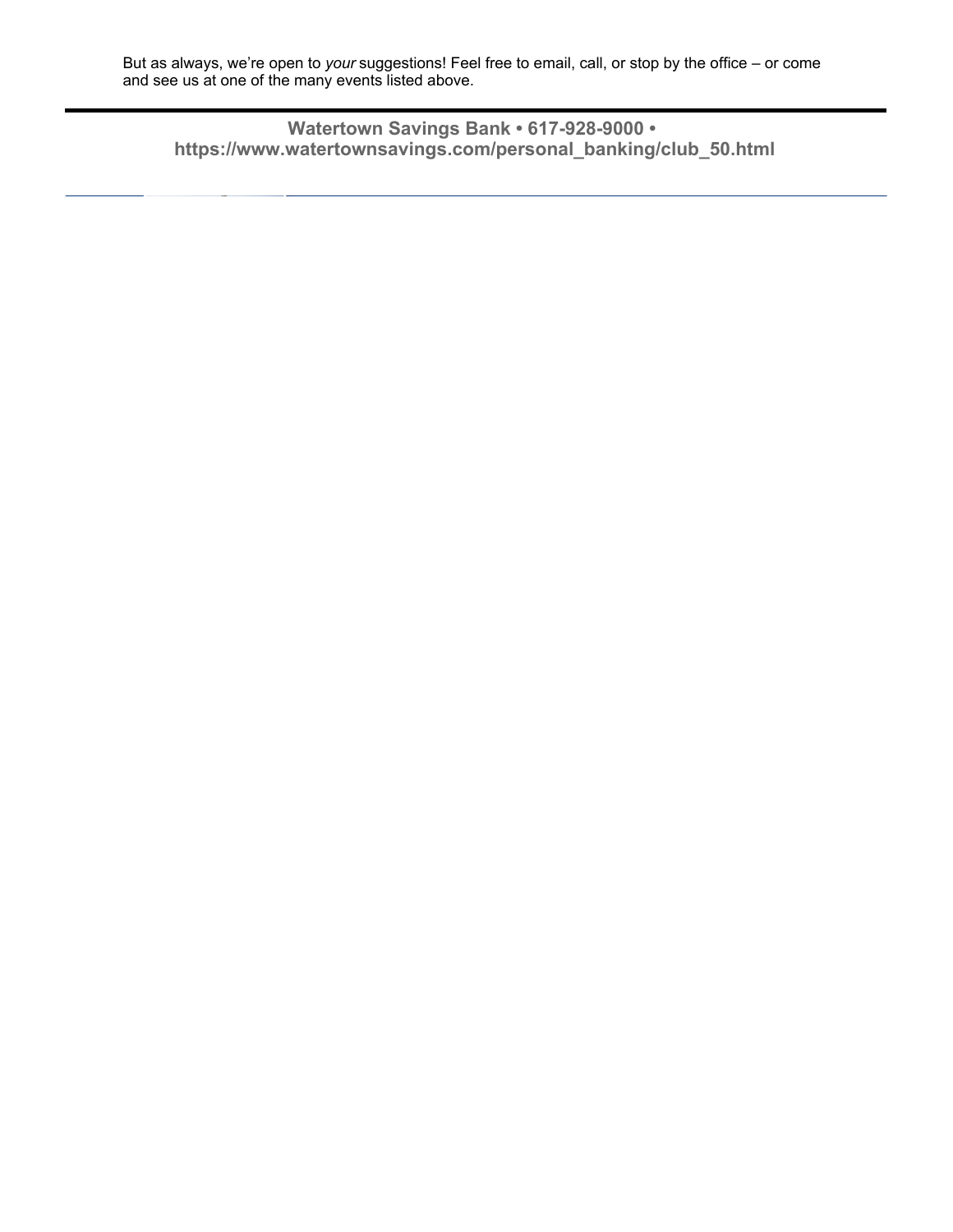But as always, we're open to *your* suggestions! Feel free to email, call, or stop by the office – or come and see us at one of the many events listed above.

---

**Watertown Savings Bank • 617-928-9000 • https://www.watertownsavings.com/personal_banking/club_50.html**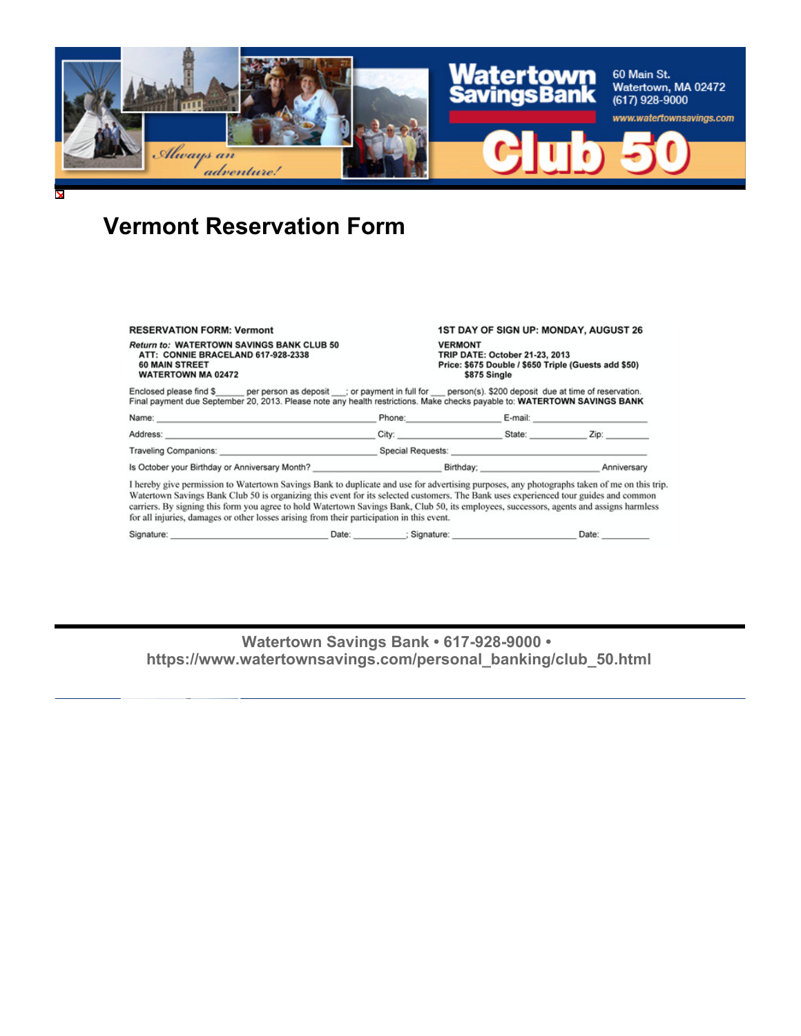Watertown Savings Bank

60 Main St.
Watertown, MA 02472
(617) 928-9000
www.watertownsavings.com

Club 50

*Always an adventure!*

# Vermont Reservation Form

**RESERVATION FORM: Vermont**

***Return to:*** **WATERTOWN SAVINGS BANK CLUB 50**
**ATT: CONNIE BRACELAND 617-928-2338**
**60 MAIN STREET**
**WATERTOWN MA 02472**

**1ST DAY OF SIGN UP: MONDAY, AUGUST 26**

**VERMONT**
**TRIP DATE: October 21-23, 2013**
**Price: $675 Double / $650 Triple (Guests add $50)**
**$875 Single**

Enclosed please find $______ per person as deposit ___; or payment in full for ___ person(s). $200 deposit due at time of reservation. Final payment due September 20, 2013. Please note any health restrictions. Make checks payable to: **WATERTOWN SAVINGS BANK**

Name: ________________________ Phone: ______________ E-mail: ______________

Address: ________________________ City: ______________ State: __________ Zip: ________

Traveling Companions: ________________________ Special Requests: ________________________

Is October your Birthday or Anniversary Month? ____________________ Birthday; ____________________ Anniversary

I hereby give permission to Watertown Savings Bank to duplicate and use for advertising purposes, any photographs taken of me on this trip. Watertown Savings Bank Club 50 is organizing this event for its selected customers. The Bank uses experienced tour guides and common carriers. By signing this form you agree to hold Watertown Savings Bank, Club 50, its employees, successors, agents and assigns harmless for all injuries, damages or other losses arising from their participation in this event.

Signature: ________________________ Date: __________; Signature: ____________________ Date: __________

Watertown Savings Bank • 617-928-9000 • https://www.watertownsavings.com/personal_banking/club_50.html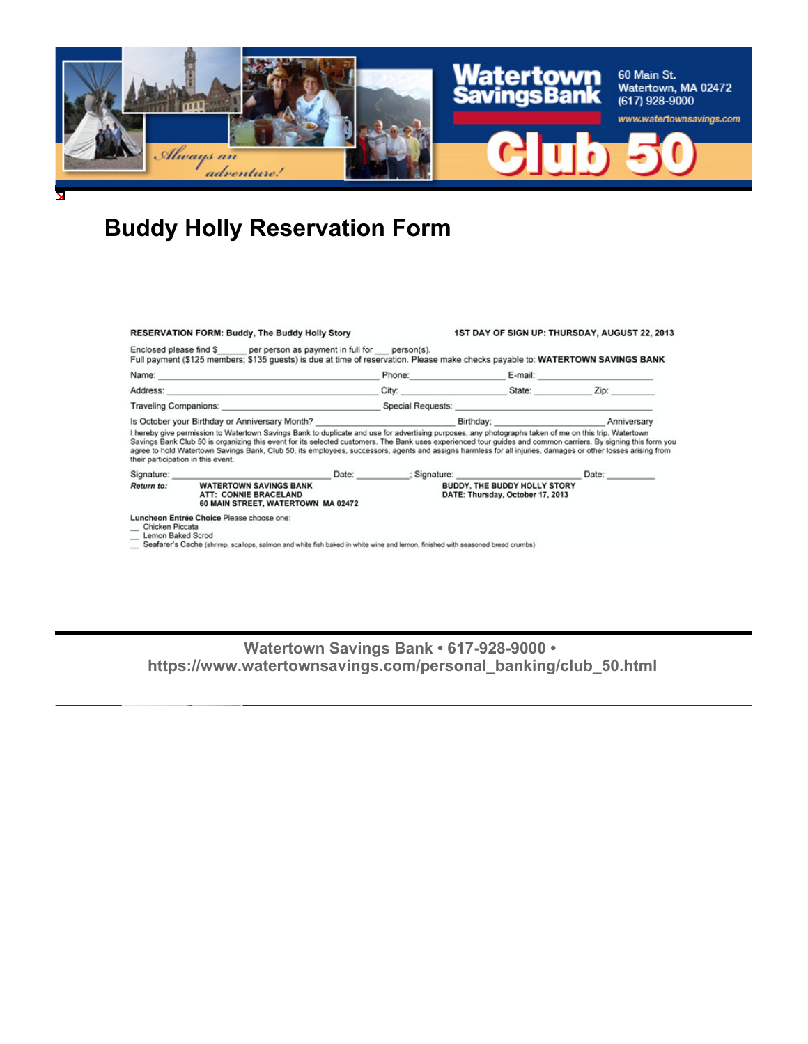Watertown Savings Bank

60 Main St.
Watertown, MA 02472
(617) 928-9000
www.watertownsavings.com

Club 50

Always an adventure!

# Buddy Holly Reservation Form

**RESERVATION FORM: Buddy, The Buddy Holly Story** **1ST DAY OF SIGN UP: THURSDAY, AUGUST 22, 2013**

Enclosed please find $______ per person as payment in full for ___ person(s).
Full payment ($125 members; $135 guests) is due at time of reservation. Please make checks payable to: **WATERTOWN SAVINGS BANK**

Name: ____________________ Phone: ____________ E-mail: ____________

Address: ____________________ City: ____________ State: ________ Zip: ________

Traveling Companions: ____________________ Special Requests: ____________________

Is October your Birthday or Anniversary Month? ____________ Birthday; ____________ Anniversary

I hereby give permission to Watertown Savings Bank to duplicate and use for advertising purposes, any photographs taken of me on this trip. Watertown Savings Bank Club 50 is organizing this event for its selected customers. The Bank uses experienced tour guides and common carriers. By signing this form you agree to hold Watertown Savings Bank, Club 50, its employees, successors, agents and assigns harmless for all injuries, damages or other losses arising from their participation in this event.

Signature: ____________________ Date: ________; Signature: ____________________ Date: ________

***Return to:*** **WATERTOWN SAVINGS BANK**
**ATT: CONNIE BRACELAND**
**60 MAIN STREET, WATERTOWN MA 02472**

**BUDDY, THE BUDDY HOLLY STORY**
**DATE: Thursday, October 17, 2013**

**Luncheon Entrée Choice** Please choose one:
__ Chicken Piccata
__ Lemon Baked Scrod
__ Seafarer's Cache (shrimp, scallops, salmon and white fish baked in white wine and lemon, finished with seasoned bread crumbs)

**Watertown Savings Bank • 617-928-9000 • https://www.watertownsavings.com/personal_banking/club_50.html**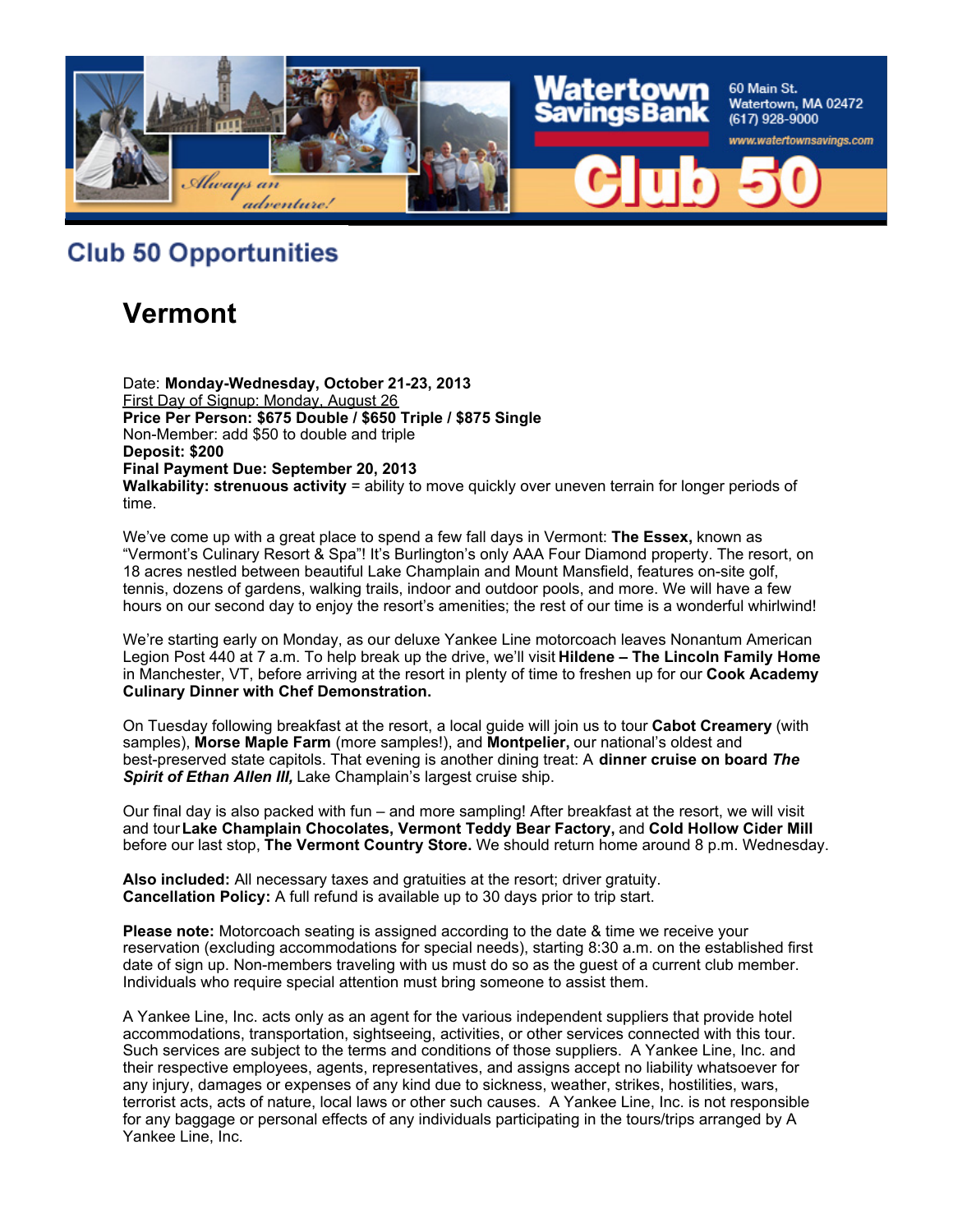Watertown Savings Bank
60 Main St.
Watertown, MA 02472
(617) 928-9000
www.watertownsavings.com

Club 50

*Always an adventure!*

## Club 50 Opportunities

# Vermont

Date: **Monday-Wednesday, October 21-23, 2013**
First Day of Signup: Monday, August 26
**Price Per Person: $675 Double / $650 Triple / $875 Single**
Non-Member: add $50 to double and triple
**Deposit: $200**
**Final Payment Due: September 20, 2013**
**Walkability: strenuous activity** = ability to move quickly over uneven terrain for longer periods of time.

We've come up with a great place to spend a few fall days in Vermont: **The Essex,** known as "Vermont's Culinary Resort & Spa"! It's Burlington's only AAA Four Diamond property. The resort, on 18 acres nestled between beautiful Lake Champlain and Mount Mansfield, features on-site golf, tennis, dozens of gardens, walking trails, indoor and outdoor pools, and more. We will have a few hours on our second day to enjoy the resort's amenities; the rest of our time is a wonderful whirlwind!

We're starting early on Monday, as our deluxe Yankee Line motorcoach leaves Nonantum American Legion Post 440 at 7 a.m. To help break up the drive, we'll visit **Hildene – The Lincoln Family Home** in Manchester, VT, before arriving at the resort in plenty of time to freshen up for our **Cook Academy Culinary Dinner with Chef Demonstration.**

On Tuesday following breakfast at the resort, a local guide will join us to tour **Cabot Creamery** (with samples), **Morse Maple Farm** (more samples!), and **Montpelier,** our national's oldest and best-preserved state capitols. That evening is another dining treat: A **dinner cruise on board *The Spirit of Ethan Allen III,*** Lake Champlain's largest cruise ship.

Our final day is also packed with fun – and more sampling! After breakfast at the resort, we will visit and tour **Lake Champlain Chocolates, Vermont Teddy Bear Factory,** and **Cold Hollow Cider Mill** before our last stop, **The Vermont Country Store.** We should return home around 8 p.m. Wednesday.

**Also included:** All necessary taxes and gratuities at the resort; driver gratuity.
**Cancellation Policy:** A full refund is available up to 30 days prior to trip start.

**Please note:** Motorcoach seating is assigned according to the date & time we receive your reservation (excluding accommodations for special needs), starting 8:30 a.m. on the established first date of sign up. Non-members traveling with us must do so as the guest of a current club member. Individuals who require special attention must bring someone to assist them.

A Yankee Line, Inc. acts only as an agent for the various independent suppliers that provide hotel accommodations, transportation, sightseeing, activities, or other services connected with this tour. Such services are subject to the terms and conditions of those suppliers. A Yankee Line, Inc. and their respective employees, agents, representatives, and assigns accept no liability whatsoever for any injury, damages or expenses of any kind due to sickness, weather, strikes, hostilities, wars, terrorist acts, acts of nature, local laws or other such causes. A Yankee Line, Inc. is not responsible for any baggage or personal effects of any individuals participating in the tours/trips arranged by A Yankee Line, Inc.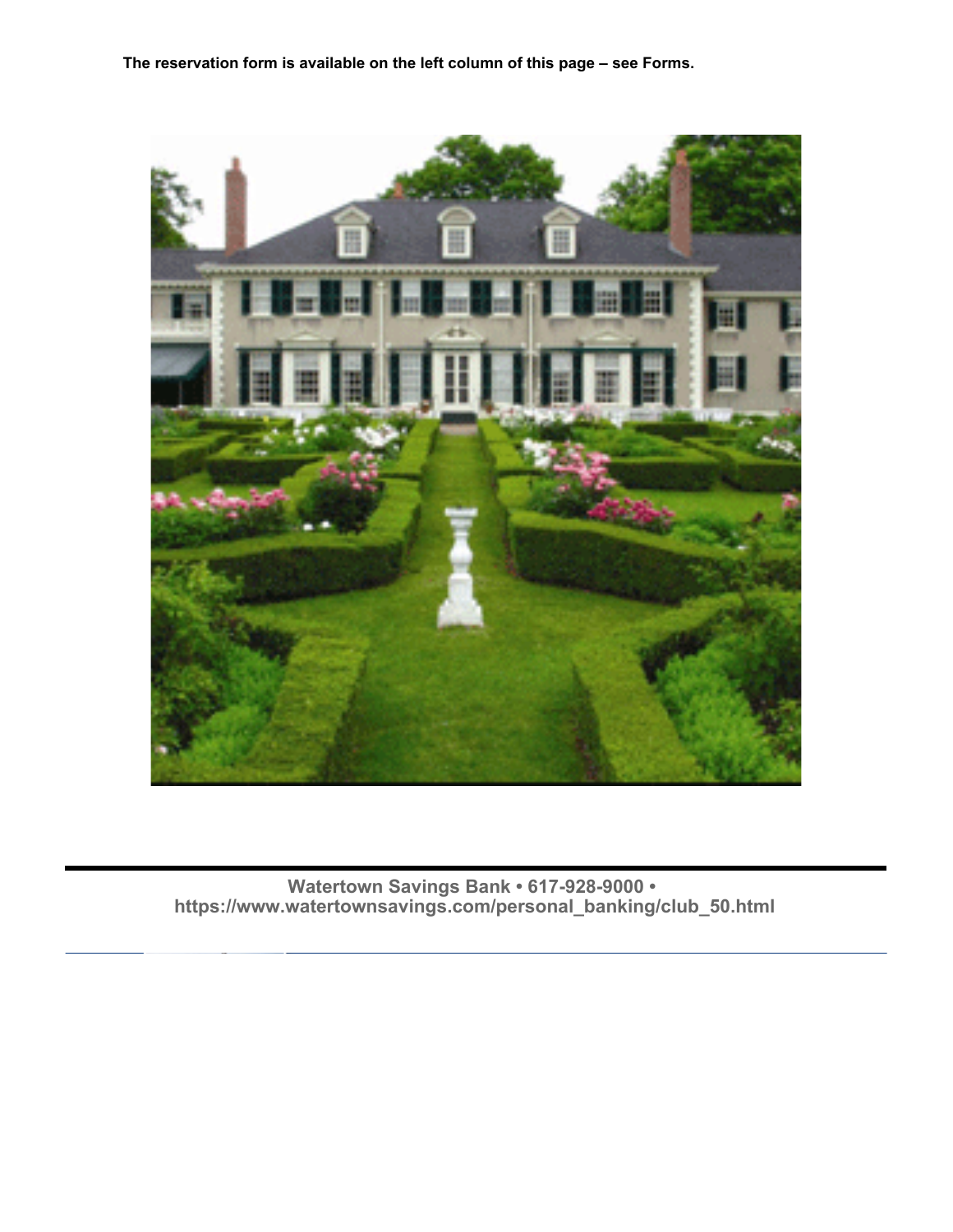**The reservation form is available on the left column of this page – see Forms.**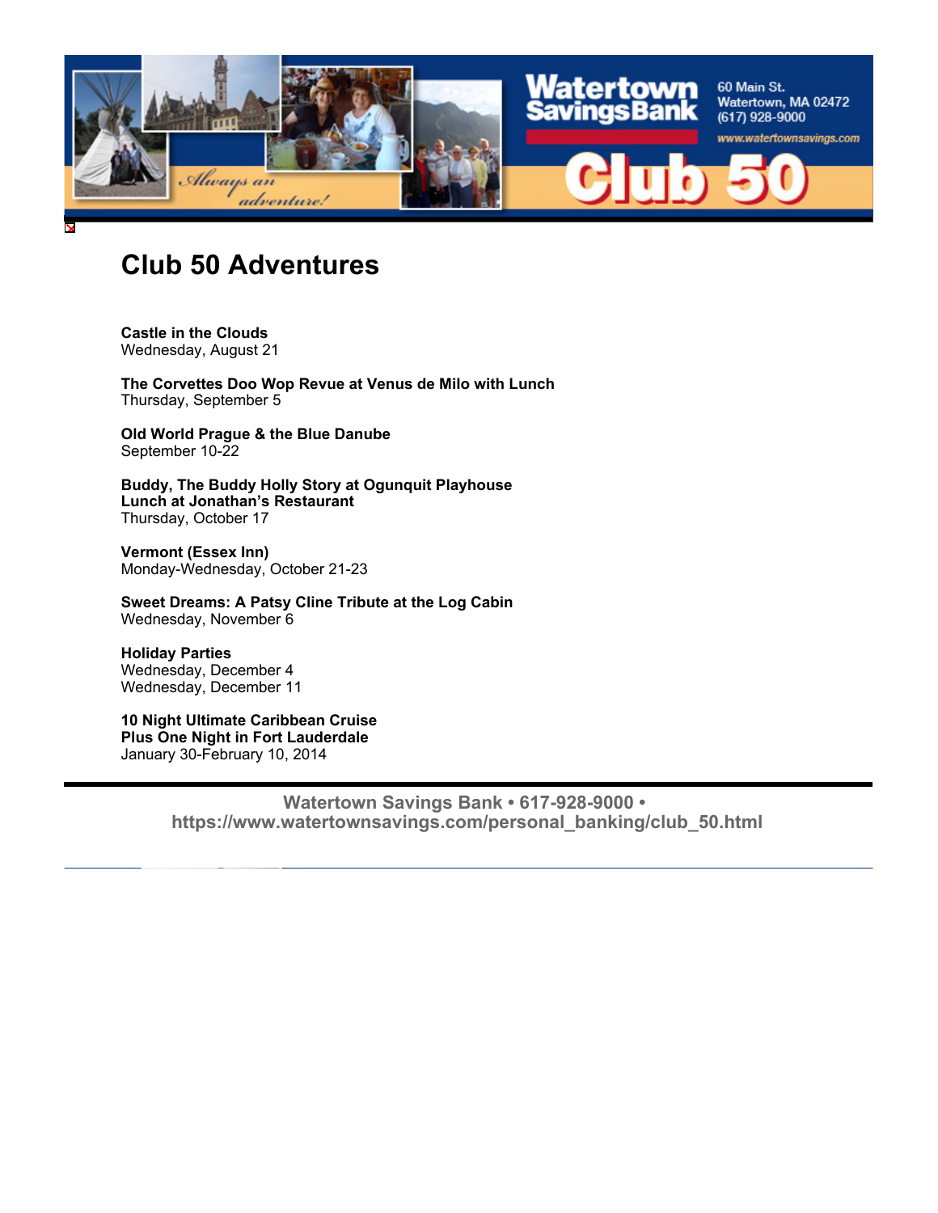# Club 50 Adventures

**Castle in the Clouds**
Wednesday, August 21

**The Corvettes Doo Wop Revue at Venus de Milo with Lunch**
Thursday, September 5

**Old World Prague & the Blue Danube**
September 10-22

**Buddy, The Buddy Holly Story at Ogunquit Playhouse**
**Lunch at Jonathan's Restaurant**
Thursday, October 17

**Vermont (Essex Inn)**
Monday-Wednesday, October 21-23

**Sweet Dreams: A Patsy Cline Tribute at the Log Cabin**
Wednesday, November 6

**Holiday Parties**
Wednesday, December 4
Wednesday, December 11

**10 Night Ultimate Caribbean Cruise**
**Plus One Night in Fort Lauderdale**
January 30-February 10, 2014

---

**Watertown Savings Bank • 617-928-9000 • https://www.watertownsavings.com/personal_banking/club_50.html**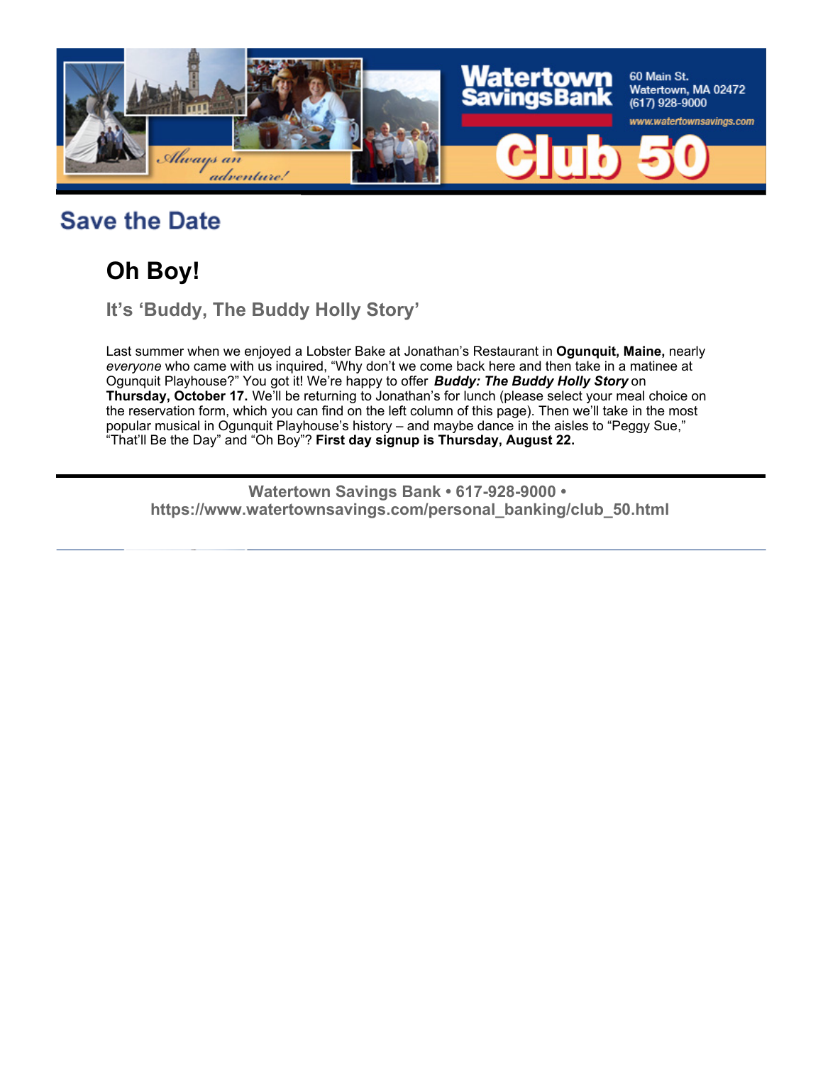## Save the Date

# Oh Boy!

### It's 'Buddy, The Buddy Holly Story'

Last summer when we enjoyed a Lobster Bake at Jonathan's Restaurant in **Ogunquit, Maine,** nearly *everyone* who came with us inquired, "Why don't we come back here and then take in a matinee at Ogunquit Playhouse?" You got it! We're happy to offer ***Buddy: The Buddy Holly Story*** on **Thursday, October 17.** We'll be returning to Jonathan's for lunch (please select your meal choice on the reservation form, which you can find on the left column of this page). Then we'll take in the most popular musical in Ogunquit Playhouse's history – and maybe dance in the aisles to "Peggy Sue," "That'll Be the Day" and "Oh Boy"? **First day signup is Thursday, August 22.**

---

**Watertown Savings Bank • 617-928-9000 • https://www.watertownsavings.com/personal_banking/club_50.html**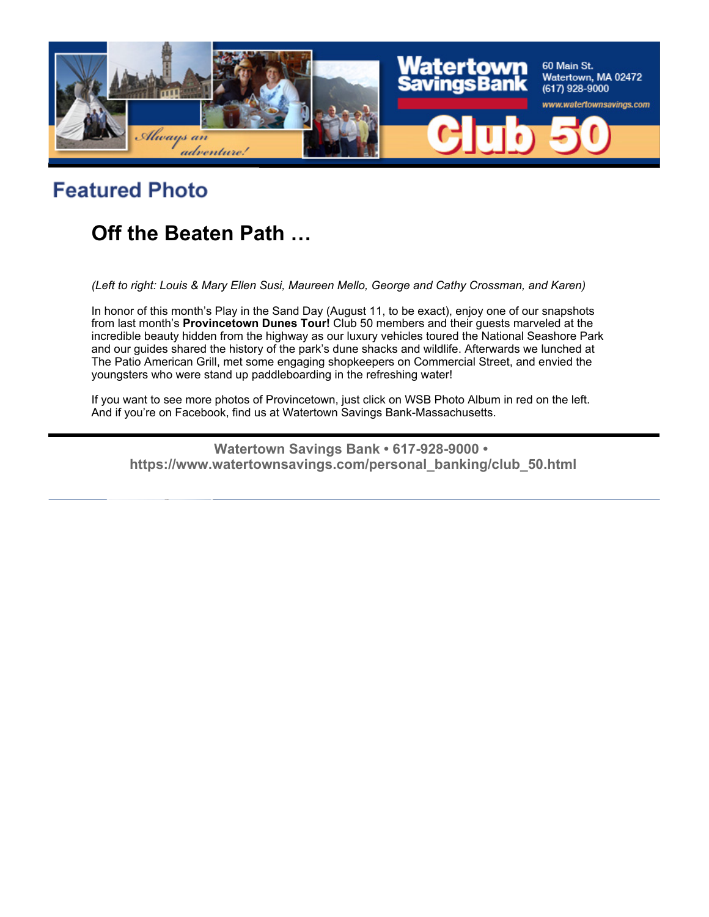## Featured Photo

# Off the Beaten Path …

*(Left to right: Louis & Mary Ellen Susi, Maureen Mello, George and Cathy Crossman, and Karen)*

In honor of this month's Play in the Sand Day (August 11, to be exact), enjoy one of our snapshots from last month's **Provincetown Dunes Tour!** Club 50 members and their guests marveled at the incredible beauty hidden from the highway as our luxury vehicles toured the National Seashore Park and our guides shared the history of the park's dune shacks and wildlife. Afterwards we lunched at The Patio American Grill, met some engaging shopkeepers on Commercial Street, and envied the youngsters who were stand up paddleboarding in the refreshing water!

If you want to see more photos of Provincetown, just click on WSB Photo Album in red on the left. And if you're on Facebook, find us at Watertown Savings Bank-Massachusetts.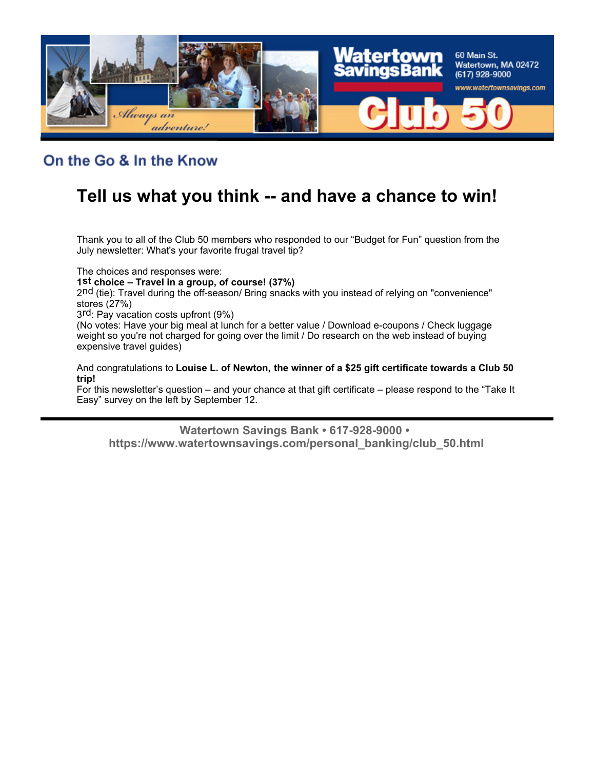On the Go & In the Know

# Tell us what you think -- and have a chance to win!

Thank you to all of the Club 50 members who responded to our “Budget for Fun” question from the July newsletter: What's your favorite frugal travel tip?

The choices and responses were:
**1st choice – Travel in a group, of course! (37%)**
2nd (tie): Travel during the off-season/ Bring snacks with you instead of relying on "convenience" stores (27%)
3rd: Pay vacation costs upfront (9%)
(No votes: Have your big meal at lunch for a better value / Download e-coupons / Check luggage weight so you're not charged for going over the limit / Do research on the web instead of buying expensive travel guides)

And congratulations to **Louise L. of Newton, the winner of a $25 gift certificate towards a Club 50 trip!**
For this newsletter’s question – and your chance at that gift certificate – please respond to the “Take It Easy” survey on the left by September 12.

Watertown Savings Bank • 617-928-9000 • https://www.watertownsavings.com/personal_banking/club_50.html